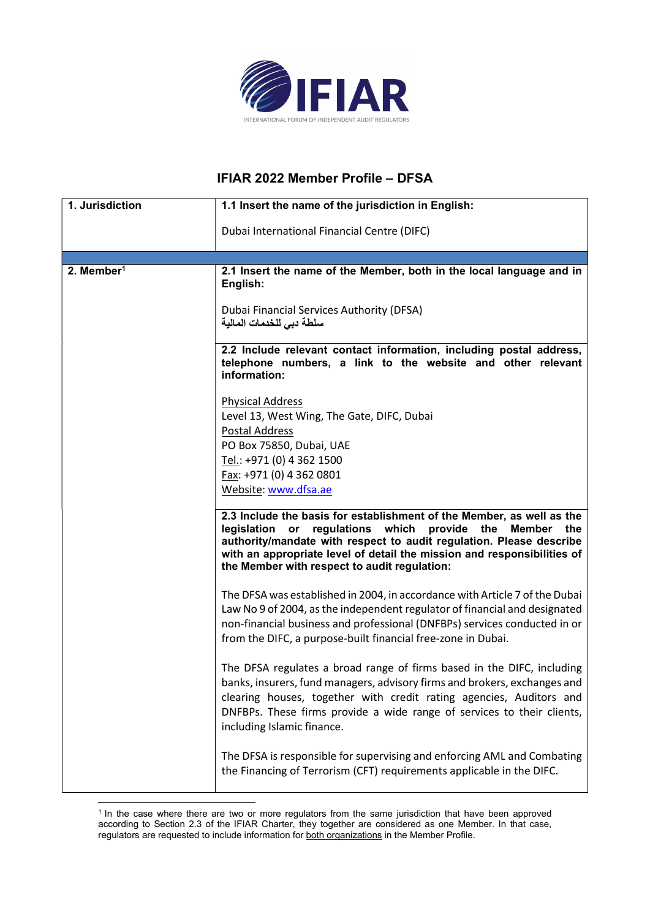# IFIAR 2022 Member Profile – DFSA

| 1. Jurisdiction | **1.1 Insert the name of the jurisdiction in English:**<br><br>Dubai International Financial Centre (DIFC) |
|---|---|
| | |
| **2. Member[1]** | **2.1 Insert the name of the Member, both in the local language and in English:**<br><br>Dubai Financial Services Authority (DFSA)<br>سلطة دبي للخدمات المالية |
| | **2.2 Include relevant contact information, including postal address, telephone numbers, a link to the website and other relevant information:**<br><br>Physical Address<br>Level 13, West Wing, The Gate, DIFC, Dubai<br>Postal Address<br>PO Box 75850, Dubai, UAE<br>Tel.: +971 (0) 4 362 1500<br>Fax: +971 (0) 4 362 0801<br>Website: www.dfsa.ae |
| | **2.3 Include the basis for establishment of the Member, as well as the legislation or regulations which provide the Member the authority/mandate with respect to audit regulation. Please describe with an appropriate level of detail the mission and responsibilities of the Member with respect to audit regulation:**<br><br>The DFSA was established in 2004, in accordance with Article 7 of the Dubai Law No 9 of 2004, as the independent regulator of financial and designated non-financial business and professional (DNFBPs) services conducted in or from the DIFC, a purpose-built financial free-zone in Dubai.<br><br>The DFSA regulates a broad range of firms based in the DIFC, including banks, insurers, fund managers, advisory firms and brokers, exchanges and clearing houses, together with credit rating agencies, Auditors and DNFBPs. These firms provide a wide range of services to their clients, including Islamic finance.<br><br>The DFSA is responsible for supervising and enforcing AML and Combating the Financing of Terrorism (CFT) requirements applicable in the DIFC. |

[1] In the case where there are two or more regulators from the same jurisdiction that have been approved according to Section 2.3 of the IFIAR Charter, they together are considered as one Member. In that case, regulators are requested to include information for both organizations in the Member Profile.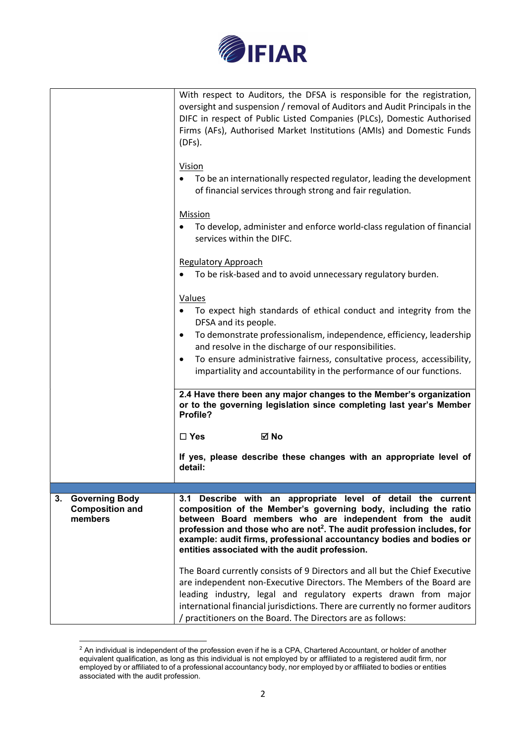| | |
|---|---|
| | With respect to Auditors, the DFSA is responsible for the registration, oversight and suspension / removal of Auditors and Audit Principals in the DIFC in respect of Public Listed Companies (PLCs), Domestic Authorised Firms (AFs), Authorised Market Institutions (AMIs) and Domestic Funds (DFs).<br><br>Vision<br>• To be an internationally respected regulator, leading the development of financial services through strong and fair regulation.<br><br>Mission<br>• To develop, administer and enforce world-class regulation of financial services within the DIFC.<br><br>Regulatory Approach<br>• To be risk-based and to avoid unnecessary regulatory burden.<br><br>Values<br>• To expect high standards of ethical conduct and integrity from the DFSA and its people.<br>• To demonstrate professionalism, independence, efficiency, leadership and resolve in the discharge of our responsibilities.<br>• To ensure administrative fairness, consultative process, accessibility, impartiality and accountability in the performance of our functions. |
| | **2.4 Have there been any major changes to the Member's organization or to the governing legislation since completing last year's Member Profile?**<br><br>**☐ Yes ☑ No**<br><br>**If yes, please describe these changes with an appropriate level of detail:** |
| | |
| **3. Governing Body Composition and members** | **3.1 Describe with an appropriate level of detail the current composition of the Member's governing body, including the ratio between Board members who are independent from the audit profession and those who are not[2]. The audit profession includes, for example: audit firms, professional accountancy bodies and bodies or entities associated with the audit profession.**<br><br>The Board currently consists of 9 Directors and all but the Chief Executive are independent non-Executive Directors. The Members of the Board are leading industry, legal and regulatory experts drawn from major international financial jurisdictions. There are currently no former auditors / practitioners on the Board. The Directors are as follows: |

[2] An individual is independent of the profession even if he is a CPA, Chartered Accountant, or holder of another equivalent qualification, as long as this individual is not employed by or affiliated to a registered audit firm, nor employed by or affiliated to of a professional accountancy body, nor employed by or affiliated to bodies or entities associated with the audit profession.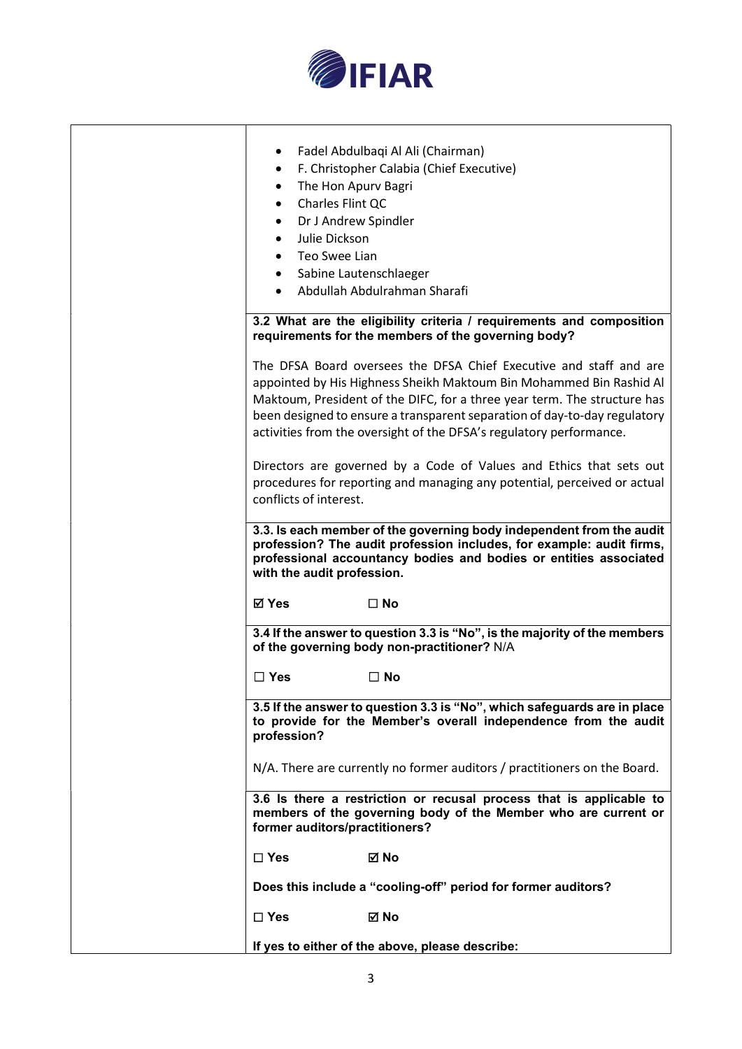| | |
|---|---|
| | • Fadel Abdulbaqi Al Ali (Chairman)<br>• F. Christopher Calabia (Chief Executive)<br>• The Hon Apurv Bagri<br>• Charles Flint QC<br>• Dr J Andrew Spindler<br>• Julie Dickson<br>• Teo Swee Lian<br>• Sabine Lautenschlaeger<br>• Abdullah Abdulrahman Sharafi |
| | **3.2 What are the eligibility criteria / requirements and composition requirements for the members of the governing body?**<br><br>The DFSA Board oversees the DFSA Chief Executive and staff and are appointed by His Highness Sheikh Maktoum Bin Mohammed Bin Rashid Al Maktoum, President of the DIFC, for a three year term. The structure has been designed to ensure a transparent separation of day-to-day regulatory activities from the oversight of the DFSA's regulatory performance.<br><br>Directors are governed by a Code of Values and Ethics that sets out procedures for reporting and managing any potential, perceived or actual conflicts of interest. |
| | **3.3. Is each member of the governing body independent from the audit profession? The audit profession includes, for example: audit firms, professional accountancy bodies and bodies or entities associated with the audit profession.**<br><br>**☑ Yes ☐ No** |
| | **3.4 If the answer to question 3.3 is "No", is the majority of the members of the governing body non-practitioner?** N/A<br><br>**☐ Yes ☐ No** |
| | **3.5 If the answer to question 3.3 is "No", which safeguards are in place to provide for the Member's overall independence from the audit profession?**<br><br>N/A. There are currently no former auditors / practitioners on the Board. |
| | **3.6 Is there a restriction or recusal process that is applicable to members of the governing body of the Member who are current or former auditors/practitioners?**<br><br>**☐ Yes ☑ No**<br><br>**Does this include a "cooling-off" period for former auditors?**<br><br>**☐ Yes ☑ No**<br><br>**If yes to either of the above, please describe:** |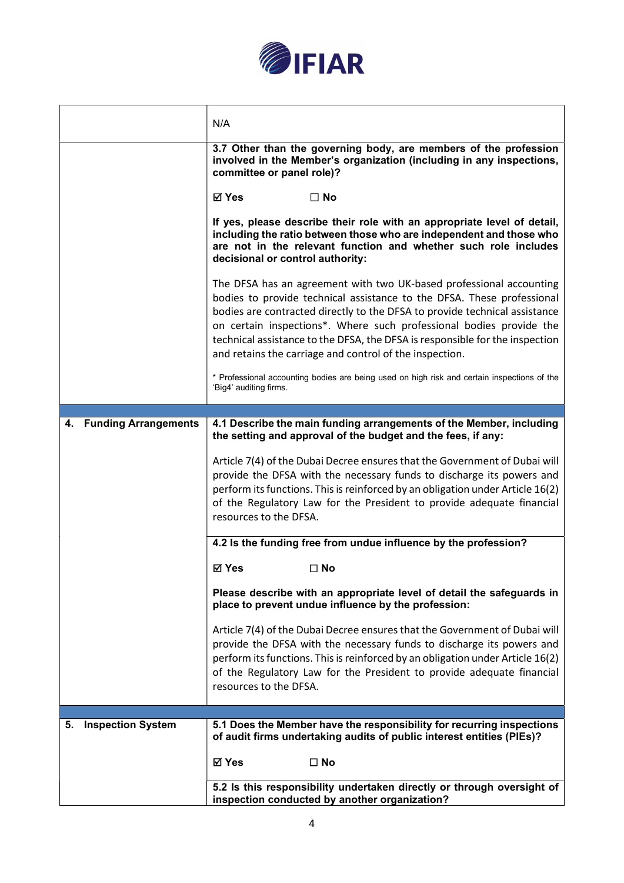| | |
|---|---|
| | N/A |
| | **3.7 Other than the governing body, are members of the profession involved in the Member's organization (including in any inspections, committee or panel role)?**<br><br>**☑ Yes ☐ No**<br><br>**If yes, please describe their role with an appropriate level of detail, including the ratio between those who are independent and those who are not in the relevant function and whether such role includes decisional or control authority:**<br><br>The DFSA has an agreement with two UK-based professional accounting bodies to provide technical assistance to the DFSA. These professional bodies are contracted directly to the DFSA to provide technical assistance on certain inspections*. Where such professional bodies provide the technical assistance to the DFSA, the DFSA is responsible for the inspection and retains the carriage and control of the inspection.<br><br>* Professional accounting bodies are being used on high risk and certain inspections of the 'Big4' auditing firms. |
| | |
| **4. Funding Arrangements** | **4.1 Describe the main funding arrangements of the Member, including the setting and approval of the budget and the fees, if any:**<br><br>Article 7(4) of the Dubai Decree ensures that the Government of Dubai will provide the DFSA with the necessary funds to discharge its powers and perform its functions. This is reinforced by an obligation under Article 16(2) of the Regulatory Law for the President to provide adequate financial resources to the DFSA. |
| | **4.2 Is the funding free from undue influence by the profession?**<br><br>**☑ Yes ☐ No**<br><br>**Please describe with an appropriate level of detail the safeguards in place to prevent undue influence by the profession:**<br><br>Article 7(4) of the Dubai Decree ensures that the Government of Dubai will provide the DFSA with the necessary funds to discharge its powers and perform its functions. This is reinforced by an obligation under Article 16(2) of the Regulatory Law for the President to provide adequate financial resources to the DFSA. |
| | |
| **5. Inspection System** | **5.1 Does the Member have the responsibility for recurring inspections of audit firms undertaking audits of public interest entities (PIEs)?**<br><br>**☑ Yes ☐ No** |
| | **5.2 Is this responsibility undertaken directly or through oversight of inspection conducted by another organization?** |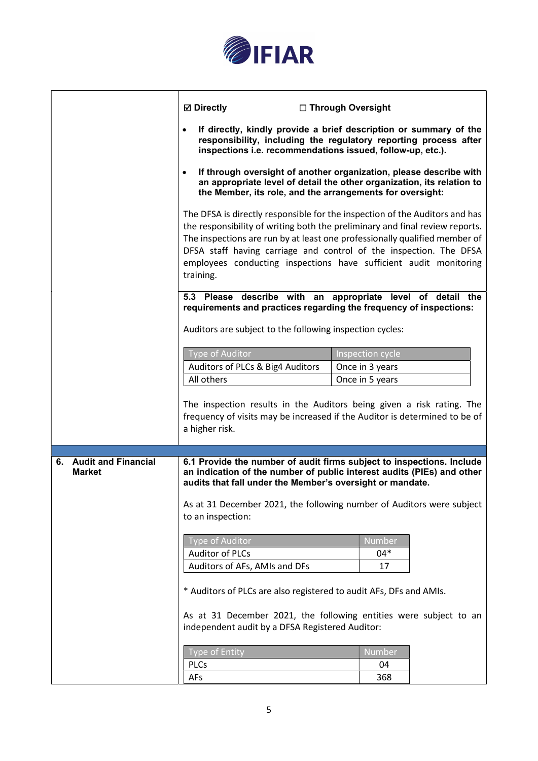☑ **Directly** ☐ **Through Oversight**

- **If directly, kindly provide a brief description or summary of the responsibility, including the regulatory reporting process after inspections i.e. recommendations issued, follow-up, etc.).**
- **If through oversight of another organization, please describe with an appropriate level of detail the other organization, its relation to the Member, its role, and the arrangements for oversight:**

The DFSA is directly responsible for the inspection of the Auditors and has the responsibility of writing both the preliminary and final review reports. The inspections are run by at least one professionally qualified member of DFSA staff having carriage and control of the inspection. The DFSA employees conducting inspections have sufficient audit monitoring training.

**5.3 Please describe with an appropriate level of detail the requirements and practices regarding the frequency of inspections:**

Auditors are subject to the following inspection cycles:

| Type of Auditor | Inspection cycle |
|---|---|
| Auditors of PLCs & Big4 Auditors | Once in 3 years |
| All others | Once in 5 years |

The inspection results in the Auditors being given a risk rating. The frequency of visits may be increased if the Auditor is determined to be of a higher risk.

## 6. Audit and Financial Market

**6.1 Provide the number of audit firms subject to inspections. Include an indication of the number of public interest audits (PIEs) and other audits that fall under the Member's oversight or mandate.**

As at 31 December 2021, the following number of Auditors were subject to an inspection:

| Type of Auditor | Number |
|---|---|
| Auditor of PLCs | 04* |
| Auditors of AFs, AMIs and DFs | 17 |

* Auditors of PLCs are also registered to audit AFs, DFs and AMIs.

As at 31 December 2021, the following entities were subject to an independent audit by a DFSA Registered Auditor:

| Type of Entity | Number |
|---|---|
| PLCs | 04 |
| AFs | 368 |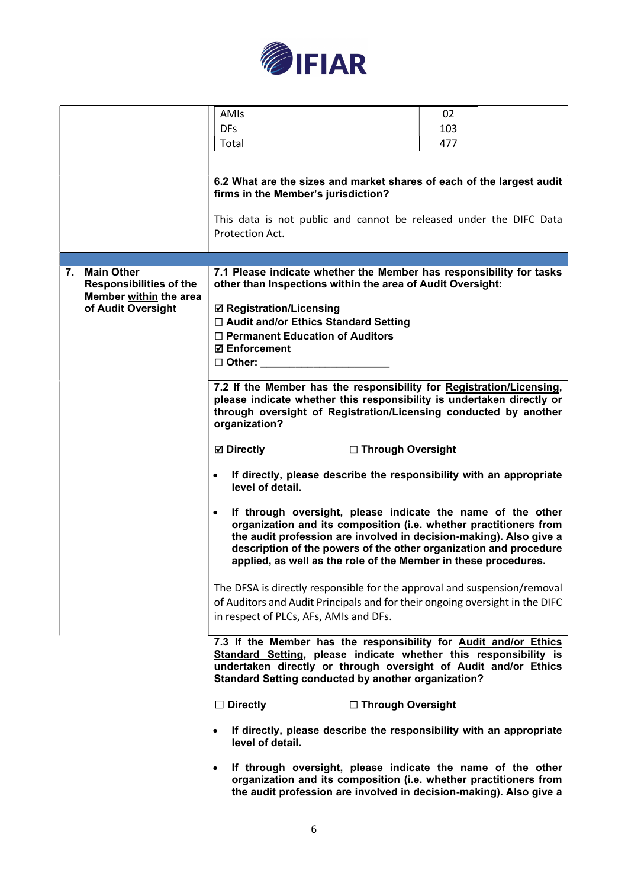| | |
|---|---|
| AMIs | 02 |
| DFs | 103 |
| Total | 477 |

**6.2 What are the sizes and market shares of each of the largest audit firms in the Member's jurisdiction?**

This data is not public and cannot be released under the DIFC Data Protection Act.

**7. Main Other Responsibilities of the Member within the area of Audit Oversight**

**7.1 Please indicate whether the Member has responsibility for tasks other than Inspections within the area of Audit Oversight:**

☑ **Registration/Licensing**
☐ **Audit and/or Ethics Standard Setting**
☐ **Permanent Education of Auditors**
☑ **Enforcement**
☐ **Other: ______________________**

**7.2 If the Member has the responsibility for Registration/Licensing, please indicate whether this responsibility is undertaken directly or through oversight of Registration/Licensing conducted by another organization?**

☑ **Directly** ☐ **Through Oversight**

- **If directly, please describe the responsibility with an appropriate level of detail.**
- **If through oversight, please indicate the name of the other organization and its composition (i.e. whether practitioners from the audit profession are involved in decision-making). Also give a description of the powers of the other organization and procedure applied, as well as the role of the Member in these procedures.**

The DFSA is directly responsible for the approval and suspension/removal of Auditors and Audit Principals and for their ongoing oversight in the DIFC in respect of PLCs, AFs, AMIs and DFs.

**7.3 If the Member has the responsibility for Audit and/or Ethics Standard Setting, please indicate whether this responsibility is undertaken directly or through oversight of Audit and/or Ethics Standard Setting conducted by another organization?**

☐ **Directly** ☐ **Through Oversight**

- **If directly, please describe the responsibility with an appropriate level of detail.**
- **If through oversight, please indicate the name of the other organization and its composition (i.e. whether practitioners from the audit profession are involved in decision-making). Also give a**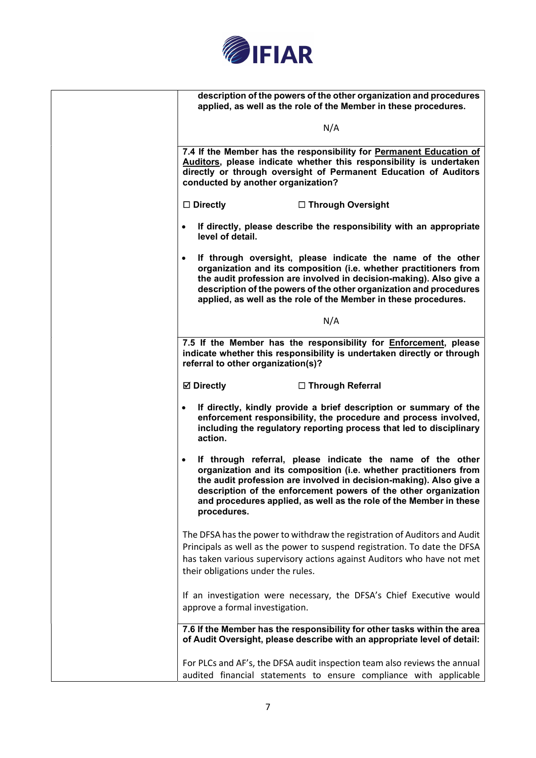| | |
|---|---|
| | **description of the powers of the other organization and procedures applied, as well as the role of the Member in these procedures.**<br><br>N/A |
| | **7.4 If the Member has the responsibility for <u>Permanent Education of Auditors</u>, please indicate whether this responsibility is undertaken directly or through oversight of Permanent Education of Auditors conducted by another organization?**<br><br>**☐ Directly** **☐ Through Oversight**<br><br>• **If directly, please describe the responsibility with an appropriate level of detail.**<br><br>• **If through oversight, please indicate the name of the other organization and its composition (i.e. whether practitioners from the audit profession are involved in decision-making). Also give a description of the powers of the other organization and procedures applied, as well as the role of the Member in these procedures.**<br><br>N/A |
| | **7.5 If the Member has the responsibility for <u>Enforcement</u>, please indicate whether this responsibility is undertaken directly or through referral to other organization(s)?**<br><br>**☑ Directly** **☐ Through Referral**<br><br>• **If directly, kindly provide a brief description or summary of the enforcement responsibility, the procedure and process involved, including the regulatory reporting process that led to disciplinary action.**<br><br>• **If through referral, please indicate the name of the other organization and its composition (i.e. whether practitioners from the audit profession are involved in decision-making). Also give a description of the enforcement powers of the other organization and procedures applied, as well as the role of the Member in these procedures.**<br><br>The DFSA has the power to withdraw the registration of Auditors and Audit Principals as well as the power to suspend registration. To date the DFSA has taken various supervisory actions against Auditors who have not met their obligations under the rules.<br><br>If an investigation were necessary, the DFSA's Chief Executive would approve a formal investigation. |
| | **7.6 If the Member has the responsibility for other tasks within the area of Audit Oversight, please describe with an appropriate level of detail:**<br><br>For PLCs and AF's, the DFSA audit inspection team also reviews the annual audited financial statements to ensure compliance with applicable |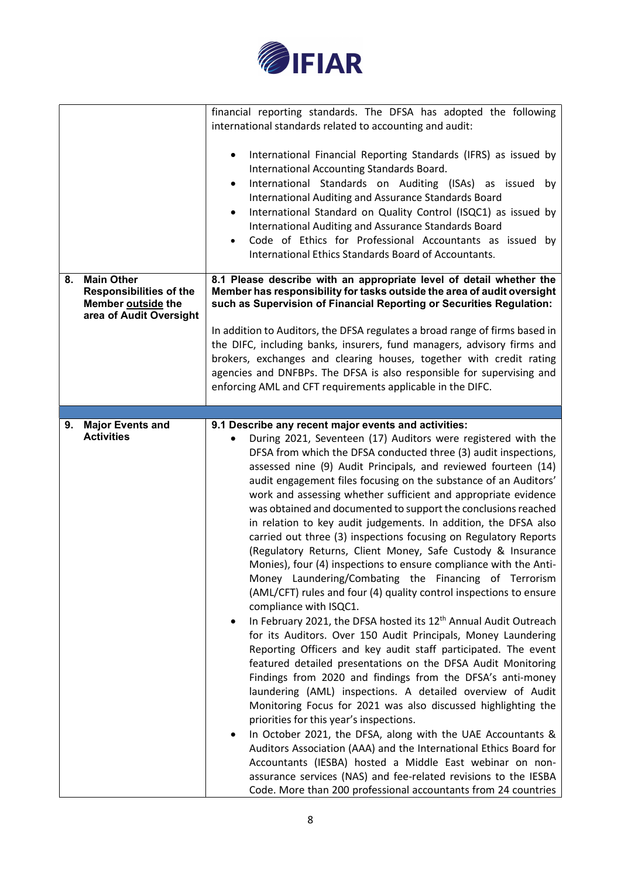| | |
|---|---|
| | financial reporting standards. The DFSA has adopted the following international standards related to accounting and audit:<br><br>• International Financial Reporting Standards (IFRS) as issued by International Accounting Standards Board.<br>• International Standards on Auditing (ISAs) as issued by International Auditing and Assurance Standards Board<br>• International Standard on Quality Control (ISQC1) as issued by International Auditing and Assurance Standards Board<br>• Code of Ethics for Professional Accountants as issued by International Ethics Standards Board of Accountants. |
| **8. Main Other Responsibilities of the Member outside the area of Audit Oversight** | **8.1 Please describe with an appropriate level of detail whether the Member has responsibility for tasks outside the area of audit oversight such as Supervision of Financial Reporting or Securities Regulation:**<br><br>In addition to Auditors, the DFSA regulates a broad range of firms based in the DIFC, including banks, insurers, fund managers, advisory firms and brokers, exchanges and clearing houses, together with credit rating agencies and DNFBPs. The DFSA is also responsible for supervising and enforcing AML and CFT requirements applicable in the DIFC. |
| | |
| **9. Major Events and Activities** | **9.1 Describe any recent major events and activities:**<br>• During 2021, Seventeen (17) Auditors were registered with the DFSA from which the DFSA conducted three (3) audit inspections, assessed nine (9) Audit Principals, and reviewed fourteen (14) audit engagement files focusing on the substance of an Auditors' work and assessing whether sufficient and appropriate evidence was obtained and documented to support the conclusions reached in relation to key audit judgements. In addition, the DFSA also carried out three (3) inspections focusing on Regulatory Reports (Regulatory Returns, Client Money, Safe Custody & Insurance Monies), four (4) inspections to ensure compliance with the Anti-Money Laundering/Combating the Financing of Terrorism (AML/CFT) rules and four (4) quality control inspections to ensure compliance with ISQC1.<br>• In February 2021, the DFSA hosted its 12th Annual Audit Outreach for its Auditors. Over 150 Audit Principals, Money Laundering Reporting Officers and key audit staff participated. The event featured detailed presentations on the DFSA Audit Monitoring Findings from 2020 and findings from the DFSA's anti-money laundering (AML) inspections. A detailed overview of Audit Monitoring Focus for 2021 was also discussed highlighting the priorities for this year's inspections.<br>• In October 2021, the DFSA, along with the UAE Accountants & Auditors Association (AAA) and the International Ethics Board for Accountants (IESBA) hosted a Middle East webinar on non-assurance services (NAS) and fee-related revisions to the IESBA Code. More than 200 professional accountants from 24 countries |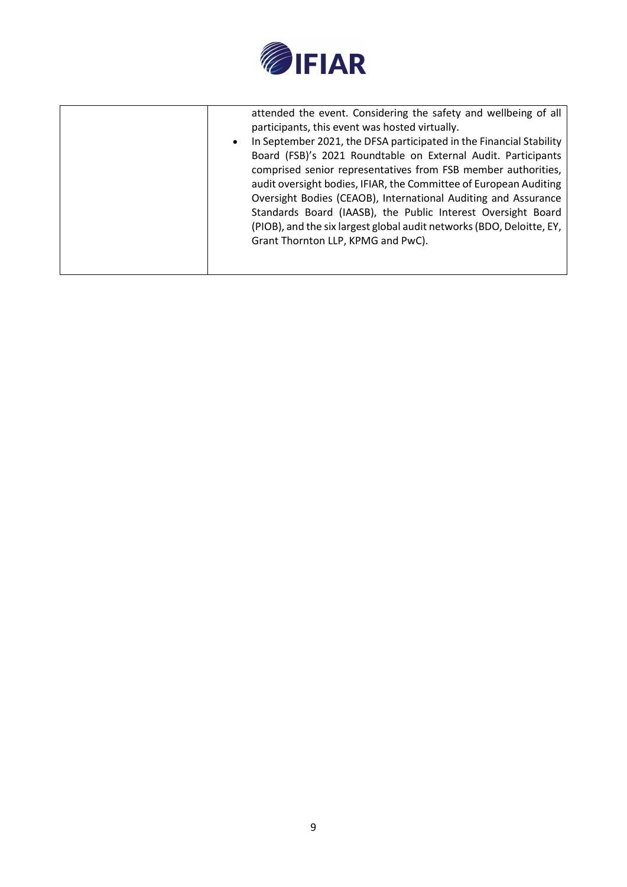| | |
|---|---|
| | attended the event. Considering the safety and wellbeing of all participants, this event was hosted virtually.<br><br>• In September 2021, the DFSA participated in the Financial Stability Board (FSB)'s 2021 Roundtable on External Audit. Participants comprised senior representatives from FSB member authorities, audit oversight bodies, IFIAR, the Committee of European Auditing Oversight Bodies (CEAOB), International Auditing and Assurance Standards Board (IAASB), the Public Interest Oversight Board (PIOB), and the six largest global audit networks (BDO, Deloitte, EY, Grant Thornton LLP, KPMG and PwC). |